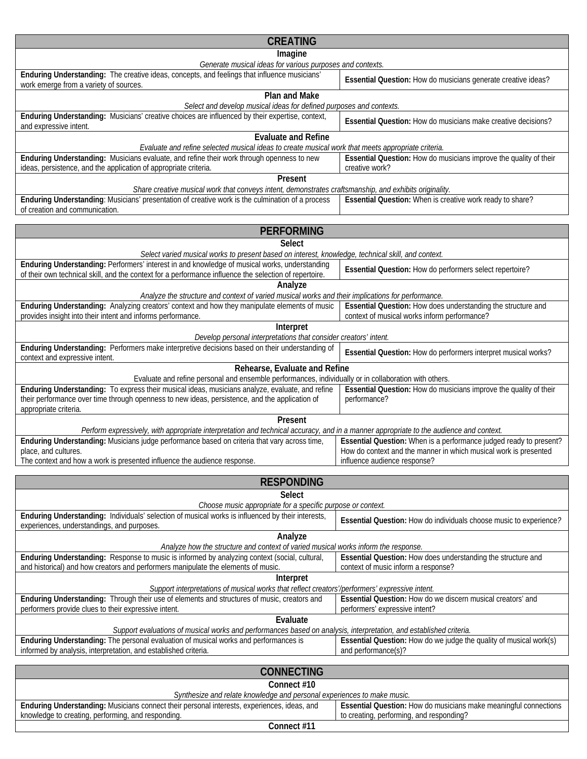## CREATING

**Imagine**

*Generate musical ideas for various purposes and contexts.*

| | |
|---|---|
| **Enduring Understanding:** The creative ideas, concepts, and feelings that influence musicians' work emerge from a variety of sources. | **Essential Question:** How do musicians generate creative ideas? |

**Plan and Make**

*Select and develop musical ideas for defined purposes and contexts.*

| | |
|---|---|
| **Enduring Understanding:** Musicians' creative choices are influenced by their expertise, context, and expressive intent. | **Essential Question:** How do musicians make creative decisions? |

**Evaluate and Refine**

*Evaluate and refine selected musical ideas to create musical work that meets appropriate criteria.*

| | |
|---|---|
| **Enduring Understanding:** Musicians evaluate, and refine their work through openness to new ideas, persistence, and the application of appropriate criteria. | **Essential Question:** How do musicians improve the quality of their creative work? |

**Present**

*Share creative musical work that conveys intent, demonstrates craftsmanship, and exhibits originality.*

| | |
|---|---|
| **Enduring Understanding**: Musicians' presentation of creative work is the culmination of a process of creation and communication. | **Essential Question:** When is creative work ready to share? |

## PERFORMING

**Select**

*Select varied musical works to present based on interest, knowledge, technical skill, and context.*

| | |
|---|---|
| **Enduring Understanding:** Performers' interest in and knowledge of musical works, understanding of their own technical skill, and the context for a performance influence the selection of repertoire. | **Essential Question:** How do performers select repertoire? |

**Analyze**

*Analyze the structure and context of varied musical works and their implications for performance.*

| | |
|---|---|
| **Enduring Understanding:** Analyzing creators' context and how they manipulate elements of music provides insight into their intent and informs performance. | **Essential Question:** How does understanding the structure and context of musical works inform performance? |

**Interpret**

*Develop personal interpretations that consider creators' intent.*

| | |
|---|---|
| **Enduring Understanding:** Performers make interpretive decisions based on their understanding of context and expressive intent. | **Essential Question:** How do performers interpret musical works? |

**Rehearse, Evaluate and Refine**

Evaluate and refine personal and ensemble performances, individually or in collaboration with others.

| | |
|---|---|
| **Enduring Understanding:** To express their musical ideas, musicians analyze, evaluate, and refine their performance over time through openness to new ideas, persistence, and the application of appropriate criteria. | **Essential Question:** How do musicians improve the quality of their performance? |

**Present**

*Perform expressively, with appropriate interpretation and technical accuracy, and in a manner appropriate to the audience and context.*

| | |
|---|---|
| **Enduring Understanding:** Musicians judge performance based on criteria that vary across time, place, and cultures.<br>The context and how a work is presented influence the audience response. | **Essential Question:** When is a performance judged ready to present? How do context and the manner in which musical work is presented influence audience response? |

## RESPONDING

**Select**

*Choose music appropriate for a specific purpose or context.*

| | |
|---|---|
| **Enduring Understanding:** Individuals' selection of musical works is influenced by their interests, experiences, understandings, and purposes. | **Essential Question:** How do individuals choose music to experience? |

**Analyze**

*Analyze how the structure and context of varied musical works inform the response.*

| | |
|---|---|
| **Enduring Understanding:** Response to music is informed by analyzing context (social, cultural, and historical) and how creators and performers manipulate the elements of music. | **Essential Question:** How does understanding the structure and context of music inform a response? |

**Interpret**

*Support interpretations of musical works that reflect creators'/performers' expressive intent.*

| | |
|---|---|
| **Enduring Understanding:** Through their use of elements and structures of music, creators and performers provide clues to their expressive intent. | **Essential Question:** How do we discern musical creators' and performers' expressive intent? |

**Evaluate**

*Support evaluations of musical works and performances based on analysis, interpretation, and established criteria.*

| | |
|---|---|
| **Enduring Understanding:** The personal evaluation of musical works and performances is informed by analysis, interpretation, and established criteria. | **Essential Question:** How do we judge the quality of musical work(s) and performance(s)? |

## CONNECTING

**Connect #10**

*Synthesize and relate knowledge and personal experiences to make music.*

| | |
|---|---|
| **Enduring Understanding:** Musicians connect their personal interests, experiences, ideas, and knowledge to creating, performing, and responding. | **Essential Question:** How do musicians make meaningful connections to creating, performing, and responding? |

**Connect #11**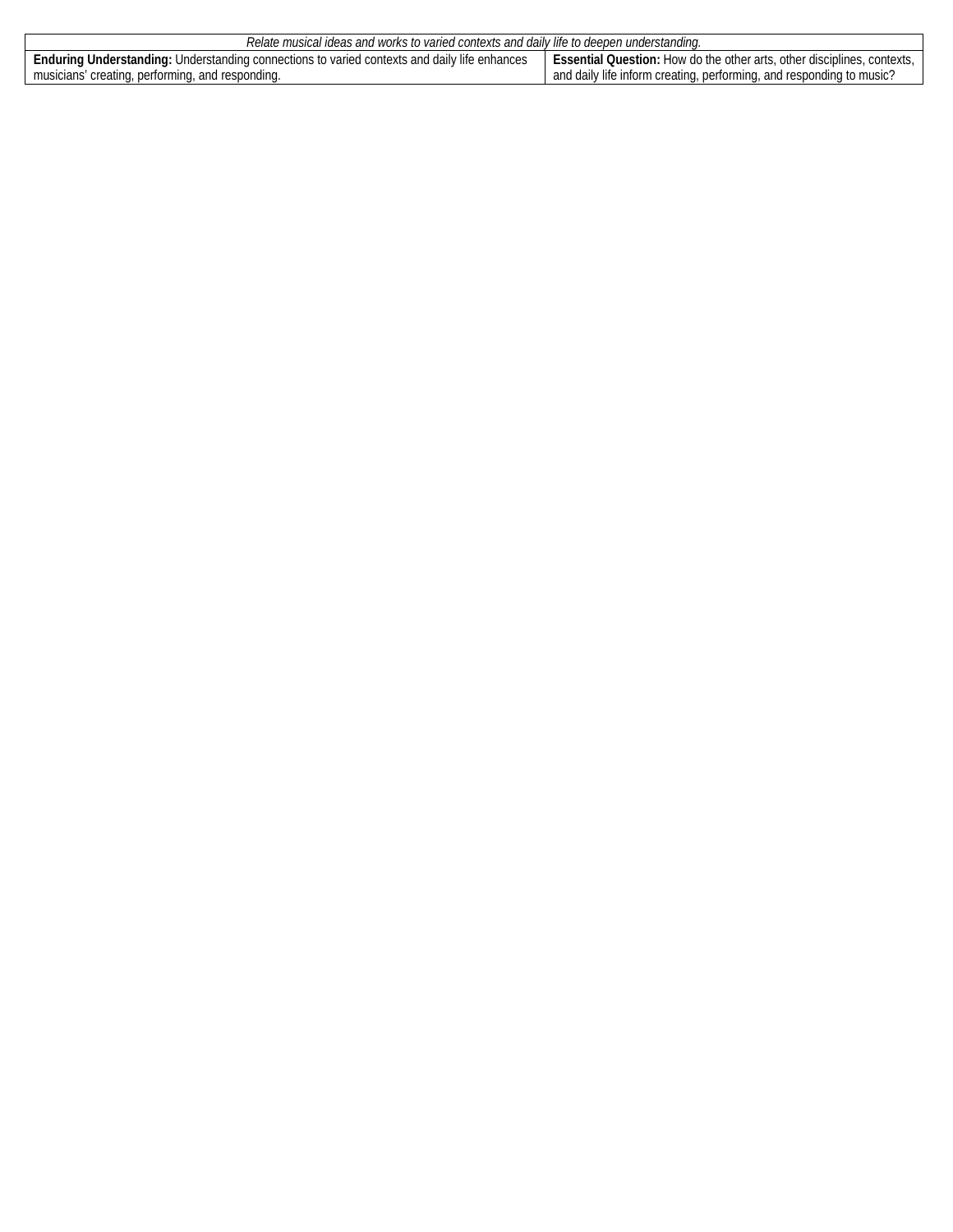| *Relate musical ideas and works to varied contexts and daily life to deepen understanding.* | |
|---|---|
| **Enduring Understanding:** Understanding connections to varied contexts and daily life enhances musicians' creating, performing, and responding. | **Essential Question:** How do the other arts, other disciplines, contexts, and daily life inform creating, performing, and responding to music? |